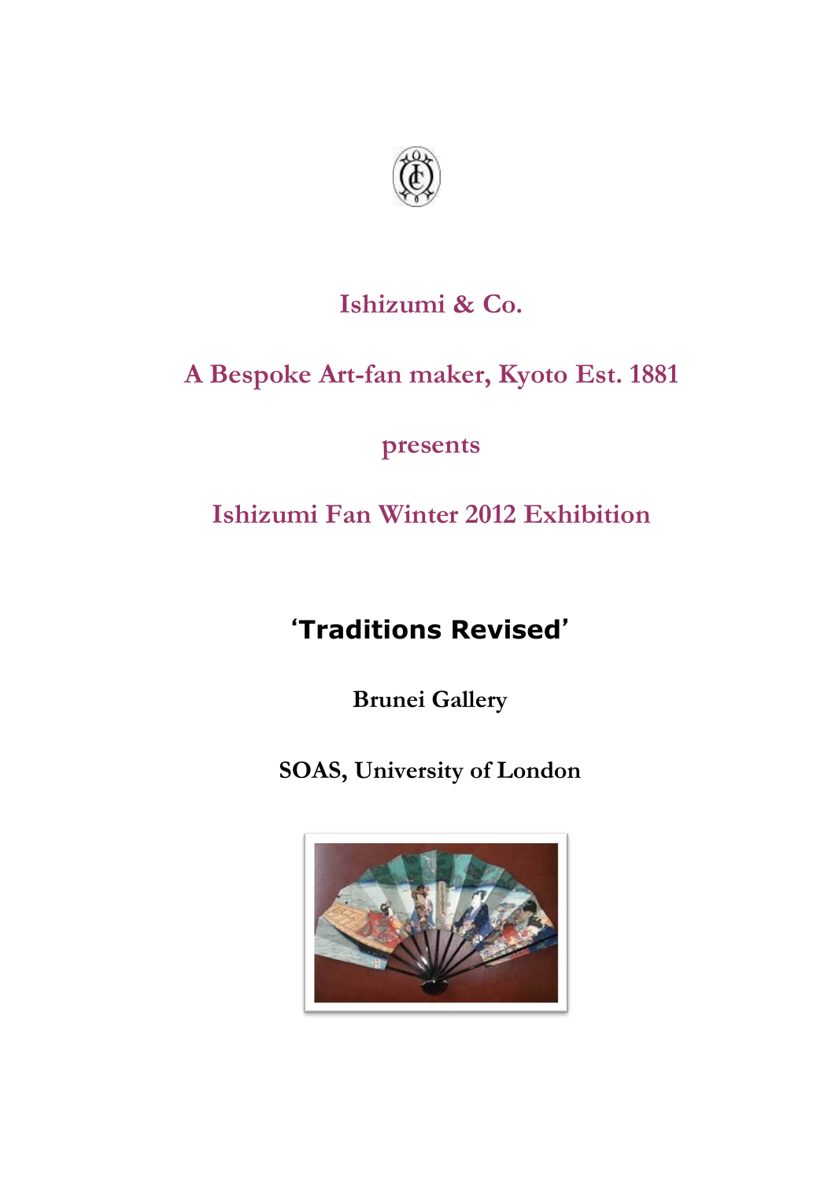# Ishizumi & Co.

## A Bespoke Art-fan maker, Kyoto Est. 1881

## presents

## Ishizumi Fan Winter 2012 Exhibition

## **'Traditions Revised'**

**Brunei Gallery**

**SOAS, University of London**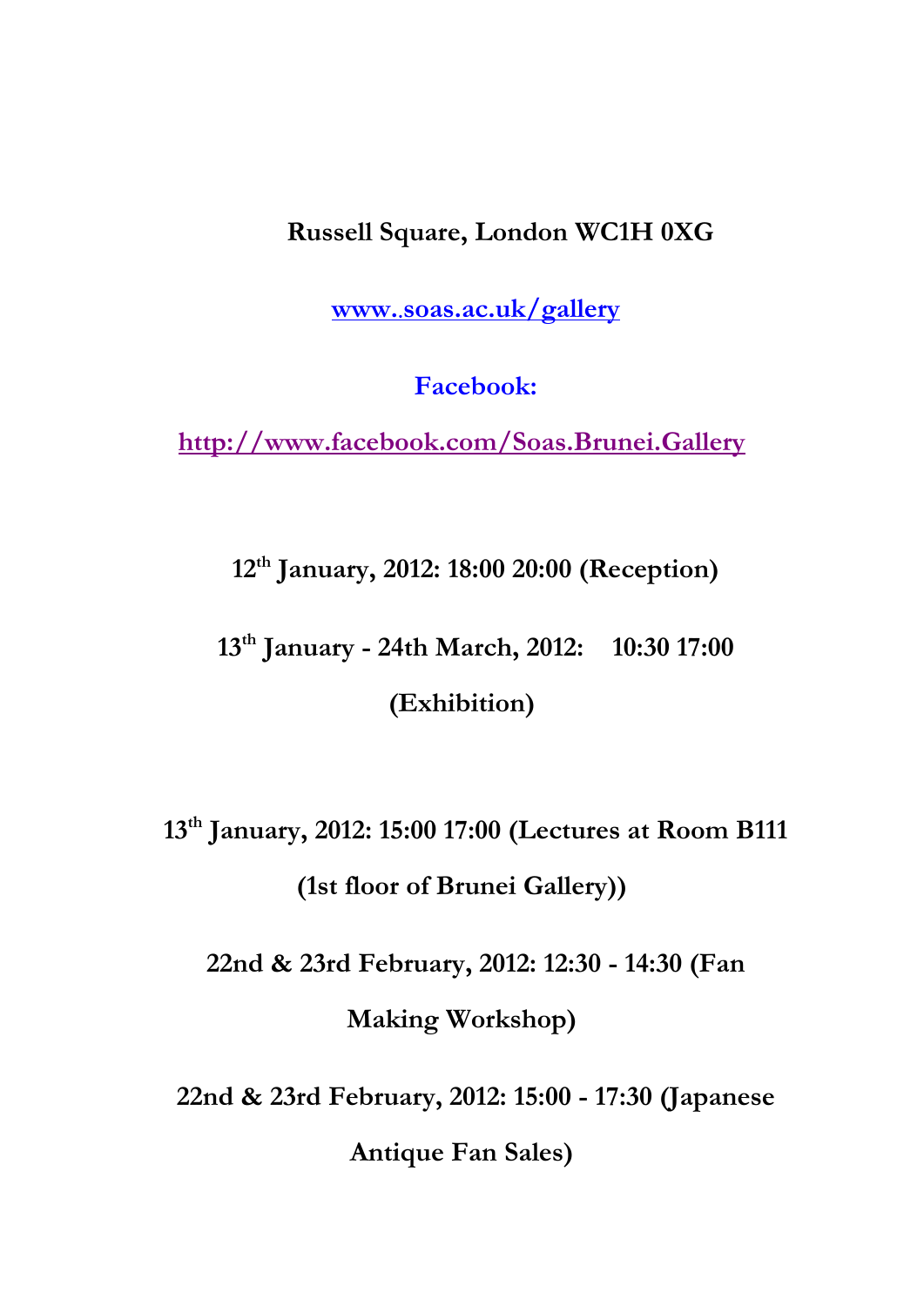**Russell Square, London WC1H 0XG**

**www..soas.ac.uk/gallery**

**Facebook:**

**http://www.facebook.com/Soas.Brunei.Gallery**

**12th January, 2012: 18:00 20:00 (Reception)**

**13th January - 24th March, 2012: 10:30 17:00 (Exhibition)**

**13th January, 2012: 15:00 17:00 (Lectures at Room B111 (1st floor of Brunei Gallery))**

**22nd & 23rd February, 2012: 12:30 - 14:30 (Fan Making Workshop)**

**22nd & 23rd February, 2012: 15:00 - 17:30 (Japanese Antique Fan Sales)**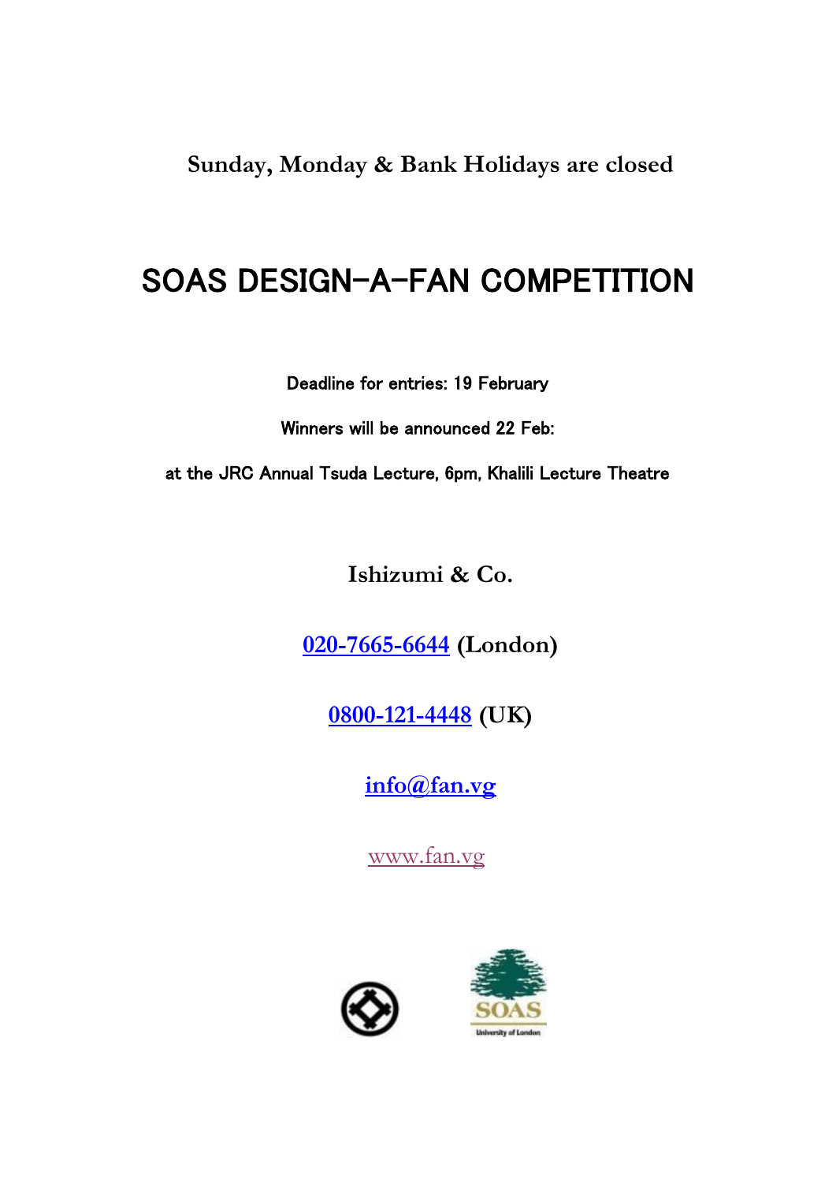**Sunday, Monday & Bank Holidays are closed**

# SOAS DESIGN-A-FAN COMPETITION

Deadline for entries: 19 February

Winners will be announced 22 Feb:

at the JRC Annual Tsuda Lecture, 6pm, Khalili Lecture Theatre

**Ishizumi & Co.**

**020-7665-6644 (London)**

**0800-121-4448 (UK)**

**info@fan.vg**

www.fan.vg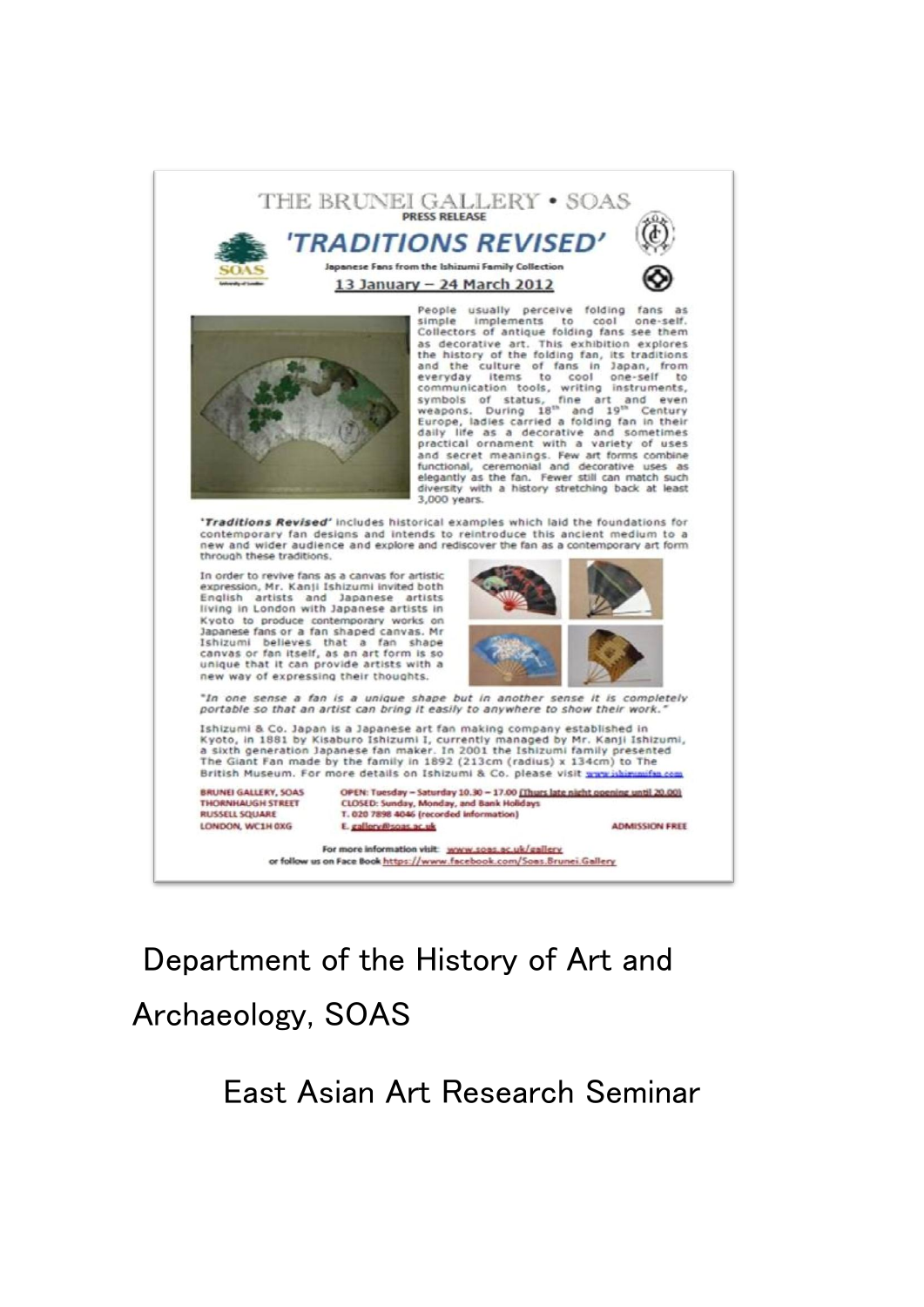THE BRUNEI GALLERY • SOAS

PRESS RELEASE

# 'TRADITIONS REVISED'

Japanese Fans from the Ishizumi Family Collection

13 January – 24 March 2012

People usually perceive folding fans as simple implements to cool one-self. Collectors of antique folding fans see them as decorative art. This exhibition explores the history of the folding fan, its traditions and the culture of fans in Japan, from everyday items to cool one-self to communication tools, writing instruments, symbols of status, fine art and even weapons. During 18th and 19th Century Europe, ladies carried a folding fan in their daily life as a decorative and sometimes practical ornament with a variety of uses and secret meanings. Few art forms combine functional, ceremonial and decorative uses as elegantly as the fan. Fewer still can match such diversity with a history stretching back at least 3,000 years.

*'Traditions Revised'* includes historical examples which laid the foundations for contemporary fan designs and intends to reintroduce this ancient medium to a new and wider audience and explore and rediscover the fan as a contemporary art form through these traditions.

In order to revive fans as a canvas for artistic expression, Mr. Kanji Ishizumi invited both English artists and Japanese artists living in London with Japanese artists in Kyoto to produce contemporary works on Japanese fans or a fan shaped canvas. Mr Ishizumi believes that a fan shape canvas or fan itself, as an art form is so unique that it can provide artists with a new way of expressing their thoughts.

*"In one sense a fan is a unique shape but in another sense it is completely portable so that an artist can bring it easily to anywhere to show their work."*

Ishizumi & Co. Japan is a Japanese art fan making company established in Kyoto, in 1881 by Kisaburo Ishizumi I, currently managed by Mr. Kanji Ishizumi, a sixth generation Japanese fan maker. In 2001 the Ishizumi family presented The Giant Fan made by the family in 1892 (213cm (radius) x 134cm) to The British Museum. For more details on Ishizumi & Co. please visit www.ishizumifan.com

BRUNEI GALLERY, SOAS
THORNHAUGH STREET
RUSSELL SQUARE
LONDON, WC1H 0XG

OPEN: Tuesday – Saturday 10.30 – 17.00 (Thurs late night opening until 20.00)
CLOSED: Sunday, Monday, and Bank Holidays
T. 020 7898 4046 (recorded information)
E. gallery@soas.ac.uk

ADMISSION FREE

For more information visit: www.soas.ac.uk/gallery
or follow us on Face Book https://www.facebook.com/Soas.Brunei.Gallery

Department of the History of Art and Archaeology, SOAS

East Asian Art Research Seminar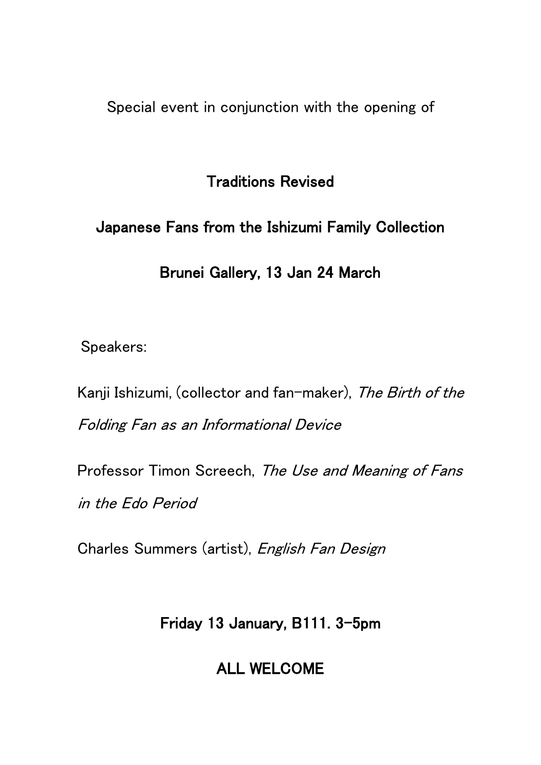Special event in conjunction with the opening of

**Traditions Revised**

**Japanese Fans from the Ishizumi Family Collection**

**Brunei Gallery, 13 Jan 24 March**

Speakers:

Kanji Ishizumi, (collector and fan-maker), *The Birth of the Folding Fan as an Informational Device*

Professor Timon Screech, *The Use and Meaning of Fans in the Edo Period*

Charles Summers (artist), *English Fan Design*

**Friday 13 January, B111. 3-5pm**

**ALL WELCOME**